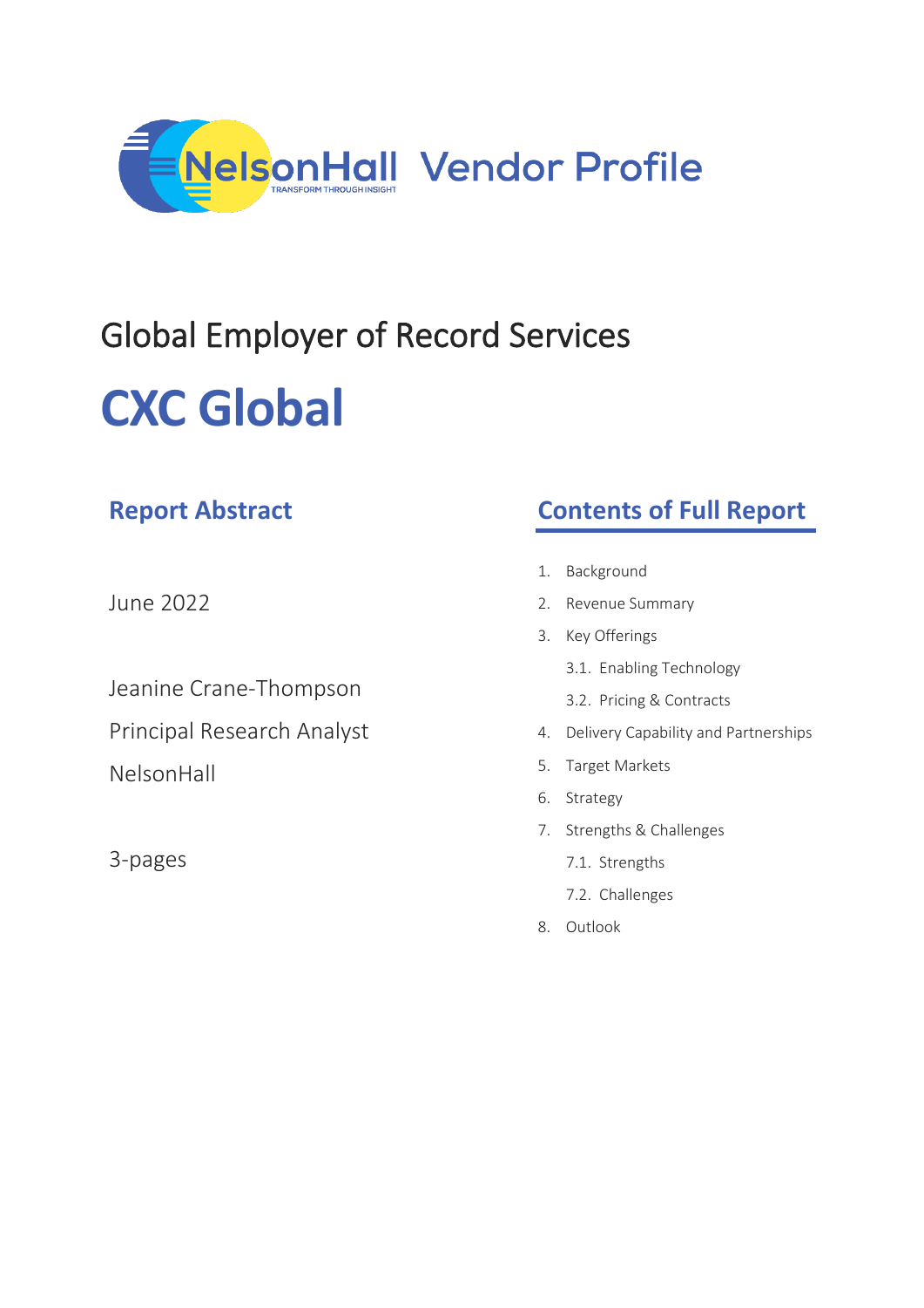NelsonHall Vendor Profile

# Global Employer of Record Services

# CXC Global

## Report Abstract

June 2022

Jeanine Crane-Thompson
Principal Research Analyst
NelsonHall

3-pages

## Contents of Full Report

1. Background
2. Revenue Summary
3. Key Offerings
   - 3.1. Enabling Technology
   - 3.2. Pricing & Contracts
4. Delivery Capability and Partnerships
5. Target Markets
6. Strategy
7. Strengths & Challenges
   - 7.1. Strengths
   - 7.2. Challenges
8. Outlook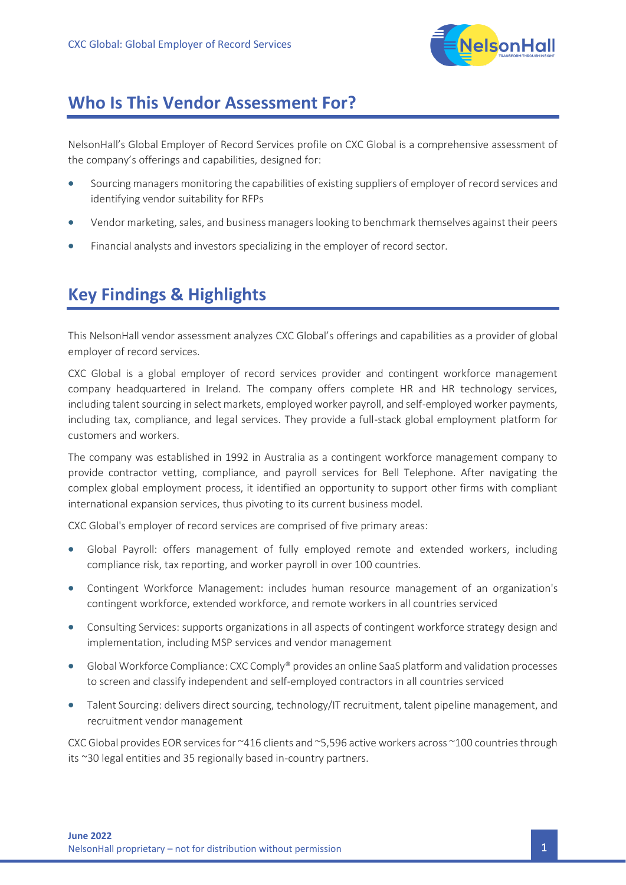## Who Is This Vendor Assessment For?

NelsonHall's Global Employer of Record Services profile on CXC Global is a comprehensive assessment of the company's offerings and capabilities, designed for:

- Sourcing managers monitoring the capabilities of existing suppliers of employer of record services and identifying vendor suitability for RFPs
- Vendor marketing, sales, and business managers looking to benchmark themselves against their peers
- Financial analysts and investors specializing in the employer of record sector.

## Key Findings & Highlights

This NelsonHall vendor assessment analyzes CXC Global's offerings and capabilities as a provider of global employer of record services.

CXC Global is a global employer of record services provider and contingent workforce management company headquartered in Ireland. The company offers complete HR and HR technology services, including talent sourcing in select markets, employed worker payroll, and self-employed worker payments, including tax, compliance, and legal services. They provide a full-stack global employment platform for customers and workers.

The company was established in 1992 in Australia as a contingent workforce management company to provide contractor vetting, compliance, and payroll services for Bell Telephone. After navigating the complex global employment process, it identified an opportunity to support other firms with compliant international expansion services, thus pivoting to its current business model.

CXC Global's employer of record services are comprised of five primary areas:

- Global Payroll: offers management of fully employed remote and extended workers, including compliance risk, tax reporting, and worker payroll in over 100 countries.
- Contingent Workforce Management: includes human resource management of an organization's contingent workforce, extended workforce, and remote workers in all countries serviced
- Consulting Services: supports organizations in all aspects of contingent workforce strategy design and implementation, including MSP services and vendor management
- Global Workforce Compliance: CXC Comply® provides an online SaaS platform and validation processes to screen and classify independent and self-employed contractors in all countries serviced
- Talent Sourcing: delivers direct sourcing, technology/IT recruitment, talent pipeline management, and recruitment vendor management

CXC Global provides EOR services for ~416 clients and ~5,596 active workers across ~100 countries through its ~30 legal entities and 35 regionally based in-country partners.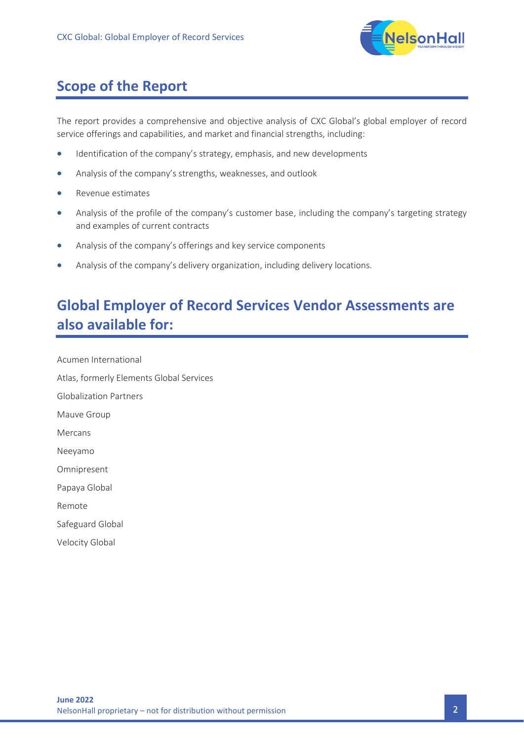## Scope of the Report

The report provides a comprehensive and objective analysis of CXC Global's global employer of record service offerings and capabilities, and market and financial strengths, including:

- Identification of the company's strategy, emphasis, and new developments
- Analysis of the company's strengths, weaknesses, and outlook
- Revenue estimates
- Analysis of the profile of the company's customer base, including the company's targeting strategy and examples of current contracts
- Analysis of the company's offerings and key service components
- Analysis of the company's delivery organization, including delivery locations.

## Global Employer of Record Services Vendor Assessments are also available for:

Acumen International

Atlas, formerly Elements Global Services

Globalization Partners

Mauve Group

Mercans

Neeyamo

Omnipresent

Papaya Global

Remote

Safeguard Global

Velocity Global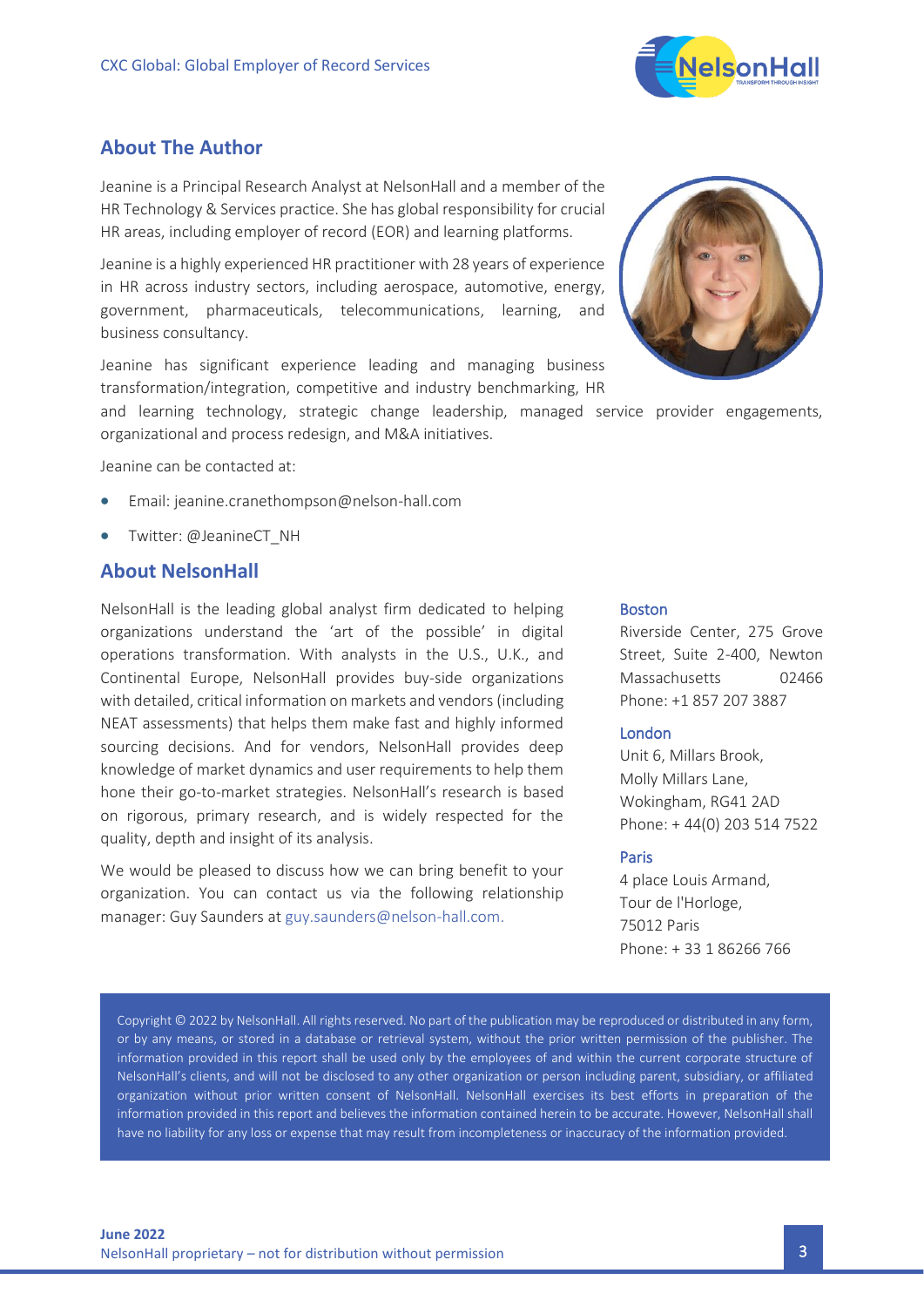## About The Author

Jeanine is a Principal Research Analyst at NelsonHall and a member of the HR Technology & Services practice. She has global responsibility for crucial HR areas, including employer of record (EOR) and learning platforms.

Jeanine is a highly experienced HR practitioner with 28 years of experience in HR across industry sectors, including aerospace, automotive, energy, government, pharmaceuticals, telecommunications, learning, and business consultancy.

Jeanine has significant experience leading and managing business transformation/integration, competitive and industry benchmarking, HR and learning technology, strategic change leadership, managed service provider engagements, organizational and process redesign, and M&A initiatives.

Jeanine can be contacted at:

- Email: jeanine.cranethompson@nelson-hall.com
- Twitter: @JeanineCT_NH

## About NelsonHall

NelsonHall is the leading global analyst firm dedicated to helping organizations understand the 'art of the possible' in digital operations transformation. With analysts in the U.S., U.K., and Continental Europe, NelsonHall provides buy-side organizations with detailed, critical information on markets and vendors (including NEAT assessments) that helps them make fast and highly informed sourcing decisions. And for vendors, NelsonHall provides deep knowledge of market dynamics and user requirements to help them hone their go-to-market strategies. NelsonHall's research is based on rigorous, primary research, and is widely respected for the quality, depth and insight of its analysis.

We would be pleased to discuss how we can bring benefit to your organization. You can contact us via the following relationship manager: Guy Saunders at guy.saunders@nelson-hall.com.

**Boston**
Riverside Center, 275 Grove Street, Suite 2-400, Newton Massachusetts 02466
Phone: +1 857 207 3887

**London**
Unit 6, Millars Brook,
Molly Millars Lane,
Wokingham, RG41 2AD
Phone: + 44(0) 203 514 7522

**Paris**
4 place Louis Armand,
Tour de l'Horloge,
75012 Paris
Phone: + 33 1 86266 766

Copyright © 2022 by NelsonHall. All rights reserved. No part of the publication may be reproduced or distributed in any form, or by any means, or stored in a database or retrieval system, without the prior written permission of the publisher. The information provided in this report shall be used only by the employees of and within the current corporate structure of NelsonHall's clients, and will not be disclosed to any other organization or person including parent, subsidiary, or affiliated organization without prior written consent of NelsonHall. NelsonHall exercises its best efforts in preparation of the information provided in this report and believes the information contained herein to be accurate. However, NelsonHall shall have no liability for any loss or expense that may result from incompleteness or inaccuracy of the information provided.